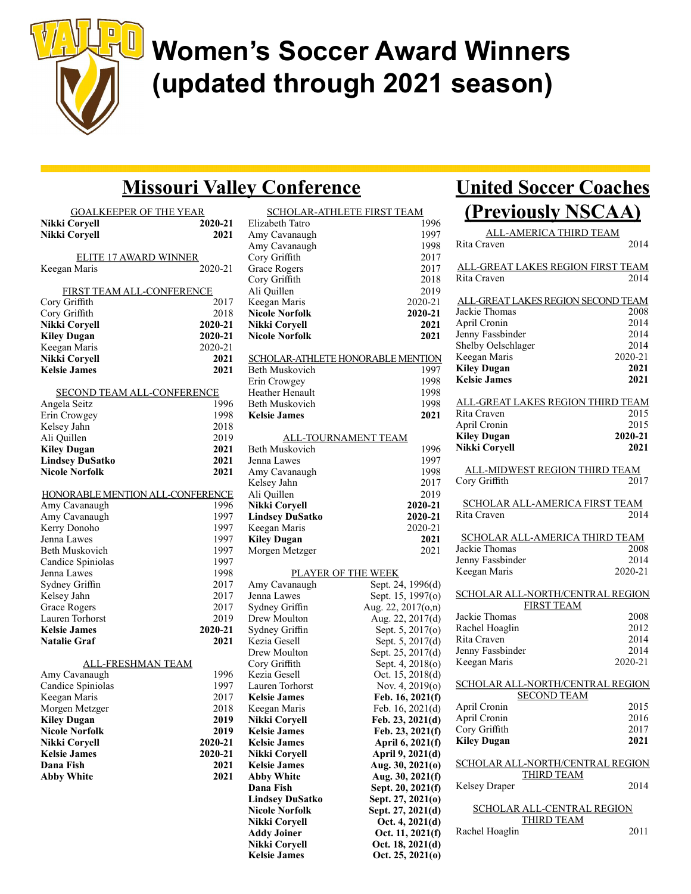# Women's Soccer Award Winners (updated through 2021 season)

## Missouri Valley Conference

### GOALKEEPER OF THE YEAR

| Name | Year |
|---|---|
| **Nikki Coryell** | **2020-21** |
| **Nikki Coryell** | **2021** |

### ELITE 17 AWARD WINNER

| Name | Year |
|---|---|
| Keegan Maris | 2020-21 |

### FIRST TEAM ALL-CONFERENCE

| Name | Year |
|---|---|
| Cory Griffith | 2017 |
| Cory Griffith | 2018 |
| **Nikki Coryell** | **2020-21** |
| **Kiley Dugan** | **2020-21** |
| Keegan Maris | 2020-21 |
| **Nikki Coryell** | **2021** |
| **Kelsie James** | **2021** |

### SECOND TEAM ALL-CONFERENCE

| Name | Year |
|---|---|
| Angela Seitz | 1996 |
| Erin Crowgey | 1998 |
| Kelsey Jahn | 2018 |
| Ali Quillen | 2019 |
| **Kiley Dugan** | **2021** |
| **Lindsey DuSatko** | **2021** |
| **Nicole Norfolk** | **2021** |

### HONORABLE MENTION ALL-CONFERENCE

| Name | Year |
|---|---|
| Amy Cavanaugh | 1996 |
| Amy Cavanaugh | 1997 |
| Kerry Donoho | 1997 |
| Jenna Lawes | 1997 |
| Beth Muskovich | 1997 |
| Candice Spiniolas | 1997 |
| Jenna Lawes | 1998 |
| Sydney Griffin | 2017 |
| Kelsey Jahn | 2017 |
| Grace Rogers | 2017 |
| Lauren Torhorst | 2019 |
| **Kelsie James** | **2020-21** |
| **Natalie Graf** | **2021** |

### ALL-FRESHMAN TEAM

| Name | Year |
|---|---|
| Amy Cavanaugh | 1996 |
| Candice Spiniolas | 1997 |
| Keegan Maris | 2017 |
| Morgen Metzger | 2018 |
| **Kiley Dugan** | **2019** |
| **Nicole Norfolk** | **2019** |
| **Nikki Coryell** | **2020-21** |
| **Kelsie James** | **2020-21** |
| **Dana Fish** | **2021** |
| **Abby White** | **2021** |

### SCHOLAR-ATHLETE FIRST TEAM

| Name | Year |
|---|---|
| Elizabeth Tatro | 1996 |
| Amy Cavanaugh | 1997 |
| Amy Cavanaugh | 1998 |
| Cory Griffith | 2017 |
| Grace Rogers | 2017 |
| Cory Griffith | 2018 |
| Ali Quillen | 2019 |
| Keegan Maris | 2020-21 |
| **Nicole Norfolk** | **2020-21** |
| **Nikki Coryell** | **2021** |
| **Nicole Norfolk** | **2021** |

### SCHOLAR-ATHLETE HONORABLE MENTION

| Name | Year |
|---|---|
| Beth Muskovich | 1997 |
| Erin Crowgey | 1998 |
| Heather Henault | 1998 |
| Beth Muskovich | 1998 |
| **Kelsie James** | **2021** |

### ALL-TOURNAMENT TEAM

| Name | Year |
|---|---|
| Beth Muskovich | 1996 |
| Jenna Lawes | 1997 |
| Amy Cavanaugh | 1998 |
| Kelsey Jahn | 2017 |
| Ali Quillen | 2019 |
| **Nikki Coryell** | **2020-21** |
| **Lindsey DuSatko** | **2020-21** |
| Keegan Maris | 2020-21 |
| **Kiley Dugan** | **2021** |
| Morgen Metzger | 2021 |

### PLAYER OF THE WEEK

| Name | Date |
|---|---|
| Amy Cavanaugh | Sept. 24, 1996(d) |
| Jenna Lawes | Sept. 15, 1997(o) |
| Sydney Griffin | Aug. 22, 2017(o,n) |
| Drew Moulton | Aug. 22, 2017(d) |
| Sydney Griffin | Sept. 5, 2017(o) |
| Kezia Gesell | Sept. 5, 2017(d) |
| Drew Moulton | Sept. 25, 2017(d) |
| Cory Griffith | Sept. 4, 2018(o) |
| Kezia Gesell | Oct. 15, 2018(d) |
| Lauren Torhorst | Nov. 4, 2019(o) |
| **Kelsie James** | **Feb. 16, 2021(f)** |
| Keegan Maris | Feb. 16, 2021(d) |
| **Nikki Coryell** | **Feb. 23, 2021(d)** |
| **Kelsie James** | **Feb. 23, 2021(f)** |
| **Kelsie James** | **April 6, 2021(f)** |
| **Nikki Coryell** | **April 9, 2021(d)** |
| **Kelsie James** | **Aug. 30, 2021(o)** |
| **Abby White** | **Aug. 30, 2021(f)** |
| **Dana Fish** | **Sept. 20, 2021(f)** |
| **Lindsey DuSatko** | **Sept. 27, 2021(o)** |
| **Nicole Norfolk** | **Sept. 27, 2021(d)** |
| **Nikki Coryell** | **Oct. 4, 2021(d)** |
| **Addy Joiner** | **Oct. 11, 2021(f)** |
| **Nikki Coryell** | **Oct. 18, 2021(d)** |
| **Kelsie James** | **Oct. 25, 2021(o)** |

## United Soccer Coaches (Previously NSCAA)

### ALL-AMERICA THIRD TEAM

| Name | Year |
|---|---|
| Rita Craven | 2014 |

### ALL-GREAT LAKES REGION FIRST TEAM

| Name | Year |
|---|---|
| Rita Craven | 2014 |

### ALL-GREAT LAKES REGION SECOND TEAM

| Name | Year |
|---|---|
| Jackie Thomas | 2008 |
| April Cronin | 2014 |
| Jenny Fassbinder | 2014 |
| Shelby Oelschlager | 2014 |
| Keegan Maris | 2020-21 |
| **Kiley Dugan** | **2021** |
| **Kelsie James** | **2021** |

### ALL-GREAT LAKES REGION THIRD TEAM

| Name | Year |
|---|---|
| Rita Craven | 2015 |
| April Cronin | 2015 |
| **Kiley Dugan** | **2020-21** |
| **Nikki Coryell** | **2021** |

### ALL-MIDWEST REGION THIRD TEAM

| Name | Year |
|---|---|
| Cory Griffith | 2017 |

### SCHOLAR ALL-AMERICA FIRST TEAM

| Name | Year |
|---|---|
| Rita Craven | 2014 |

### SCHOLAR ALL-AMERICA THIRD TEAM

| Name | Year |
|---|---|
| Jackie Thomas | 2008 |
| Jenny Fassbinder | 2014 |
| Keegan Maris | 2020-21 |

### SCHOLAR ALL-NORTH/CENTRAL REGION FIRST TEAM

| Name | Year |
|---|---|
| Jackie Thomas | 2008 |
| Rachel Hoaglin | 2012 |
| Rita Craven | 2014 |
| Jenny Fassbinder | 2014 |
| Keegan Maris | 2020-21 |

### SCHOLAR ALL-NORTH/CENTRAL REGION SECOND TEAM

| Name | Year |
|---|---|
| April Cronin | 2015 |
| April Cronin | 2016 |
| Cory Griffith | 2017 |
| **Kiley Dugan** | **2021** |

### SCHOLAR ALL-NORTH/CENTRAL REGION THIRD TEAM

| Name | Year |
|---|---|
| Kelsey Draper | 2014 |

### SCHOLAR ALL-CENTRAL REGION THIRD TEAM

| Name | Year |
|---|---|
| Rachel Hoaglin | 2011 |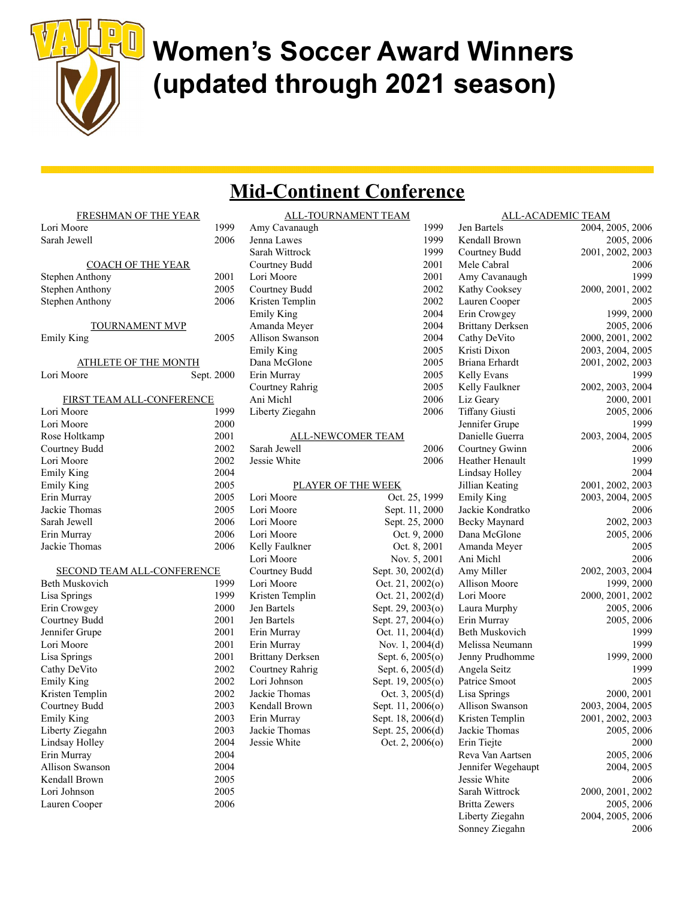# Women's Soccer Award Winners (updated through 2021 season)

## Mid-Continent Conference

### FRESHMAN OF THE YEAR

| Name | Year |
|---|---|
| Lori Moore | 1999 |
| Sarah Jewell | 2006 |

### COACH OF THE YEAR

| Name | Year |
|---|---|
| Stephen Anthony | 2001 |
| Stephen Anthony | 2005 |
| Stephen Anthony | 2006 |

### TOURNAMENT MVP

| Name | Year |
|---|---|
| Emily King | 2005 |

### ATHLETE OF THE MONTH

| Name | Date |
|---|---|
| Lori Moore | Sept. 2000 |

### FIRST TEAM ALL-CONFERENCE

| Name | Year |
|---|---|
| Lori Moore | 1999 |
| Lori Moore | 2000 |
| Rose Holtkamp | 2001 |
| Courtney Budd | 2002 |
| Lori Moore | 2002 |
| Emily King | 2004 |
| Emily King | 2005 |
| Erin Murray | 2005 |
| Jackie Thomas | 2005 |
| Sarah Jewell | 2006 |
| Erin Murray | 2006 |
| Jackie Thomas | 2006 |

### SECOND TEAM ALL-CONFERENCE

| Name | Year |
|---|---|
| Beth Muskovich | 1999 |
| Lisa Springs | 1999 |
| Erin Crowgey | 2000 |
| Courtney Budd | 2001 |
| Jennifer Grupe | 2001 |
| Lori Moore | 2001 |
| Lisa Springs | 2001 |
| Cathy DeVito | 2002 |
| Emily King | 2002 |
| Kristen Templin | 2002 |
| Courtney Budd | 2003 |
| Emily King | 2003 |
| Liberty Ziegahn | 2003 |
| Lindsay Holley | 2004 |
| Erin Murray | 2004 |
| Allison Swanson | 2004 |
| Kendall Brown | 2005 |
| Lori Johnson | 2005 |
| Lauren Cooper | 2006 |

### ALL-TOURNAMENT TEAM

| Name | Year |
|---|---|
| Amy Cavanaugh | 1999 |
| Jenna Lawes | 1999 |
| Sarah Wittrock | 1999 |
| Courtney Budd | 2001 |
| Lori Moore | 2001 |
| Courtney Budd | 2002 |
| Kristen Templin | 2002 |
| Emily King | 2004 |
| Amanda Meyer | 2004 |
| Allison Swanson | 2004 |
| Emily King | 2005 |
| Dana McGlone | 2005 |
| Erin Murray | 2005 |
| Courtney Rahrig | 2005 |
| Ani Michl | 2006 |
| Liberty Ziegahn | 2006 |

### ALL-NEWCOMER TEAM

| Name | Year |
|---|---|
| Sarah Jewell | 2006 |
| Jessie White | 2006 |

### PLAYER OF THE WEEK

| Name | Date |
|---|---|
| Lori Moore | Oct. 25, 1999 |
| Lori Moore | Sept. 11, 2000 |
| Lori Moore | Sept. 25, 2000 |
| Lori Moore | Oct. 9, 2000 |
| Kelly Faulkner | Oct. 8, 2001 |
| Lori Moore | Nov. 5, 2001 |
| Courtney Budd | Sept. 30, 2002(d) |
| Lori Moore | Oct. 21, 2002(o) |
| Kristen Templin | Oct. 21, 2002(d) |
| Jen Bartels | Sept. 29, 2003(o) |
| Jen Bartels | Sept. 27, 2004(o) |
| Erin Murray | Oct. 11, 2004(d) |
| Erin Murray | Nov. 1, 2004(d) |
| Brittany Derksen | Sept. 6, 2005(o) |
| Courtney Rahrig | Sept. 6, 2005(d) |
| Lori Johnson | Sept. 19, 2005(o) |
| Jackie Thomas | Oct. 3, 2005(d) |
| Kendall Brown | Sept. 11, 2006(o) |
| Erin Murray | Sept. 18, 2006(d) |
| Jackie Thomas | Sept. 25, 2006(d) |
| Jessie White | Oct. 2, 2006(o) |

### ALL-ACADEMIC TEAM

| Name | Years |
|---|---|
| Jen Bartels | 2004, 2005, 2006 |
| Kendall Brown | 2005, 2006 |
| Courtney Budd | 2001, 2002, 2003 |
| Mele Cabral | 2006 |
| Amy Cavanaugh | 1999 |
| Kathy Cooksey | 2000, 2001, 2002 |
| Lauren Cooper | 2005 |
| Erin Crowgey | 1999, 2000 |
| Brittany Derksen | 2005, 2006 |
| Cathy DeVito | 2000, 2001, 2002 |
| Kristi Dixon | 2003, 2004, 2005 |
| Briana Erhardt | 2001, 2002, 2003 |
| Kelly Evans | 1999 |
| Kelly Faulkner | 2002, 2003, 2004 |
| Liz Geary | 2000, 2001 |
| Tiffany Giusti | 2005, 2006 |
| Jennifer Grupe | 1999 |
| Danielle Guerra | 2003, 2004, 2005 |
| Courtney Gwinn | 2006 |
| Heather Henault | 1999 |
| Lindsay Holley | 2004 |
| Jillian Keating | 2001, 2002, 2003 |
| Emily King | 2003, 2004, 2005 |
| Jackie Kondratko | 2006 |
| Becky Maynard | 2002, 2003 |
| Dana McGlone | 2005, 2006 |
| Amanda Meyer | 2005 |
| Ani Michl | 2006 |
| Amy Miller | 2002, 2003, 2004 |
| Allison Moore | 1999, 2000 |
| Lori Moore | 2000, 2001, 2002 |
| Laura Murphy | 2005, 2006 |
| Erin Murray | 2005, 2006 |
| Beth Muskovich | 1999 |
| Melissa Neumann | 1999 |
| Jenny Prudhomme | 1999, 2000 |
| Angela Seitz | 1999 |
| Patrice Smoot | 2005 |
| Lisa Springs | 2000, 2001 |
| Allison Swanson | 2003, 2004, 2005 |
| Kristen Templin | 2001, 2002, 2003 |
| Jackie Thomas | 2005, 2006 |
| Erin Tiejte | 2000 |
| Reva Van Aartsen | 2005, 2006 |
| Jennifer Wegehaupt | 2004, 2005 |
| Jessie White | 2006 |
| Sarah Wittrock | 2000, 2001, 2002 |
| Britta Zewers | 2005, 2006 |
| Liberty Ziegahn | 2004, 2005, 2006 |
| Sonney Ziegahn | 2006 |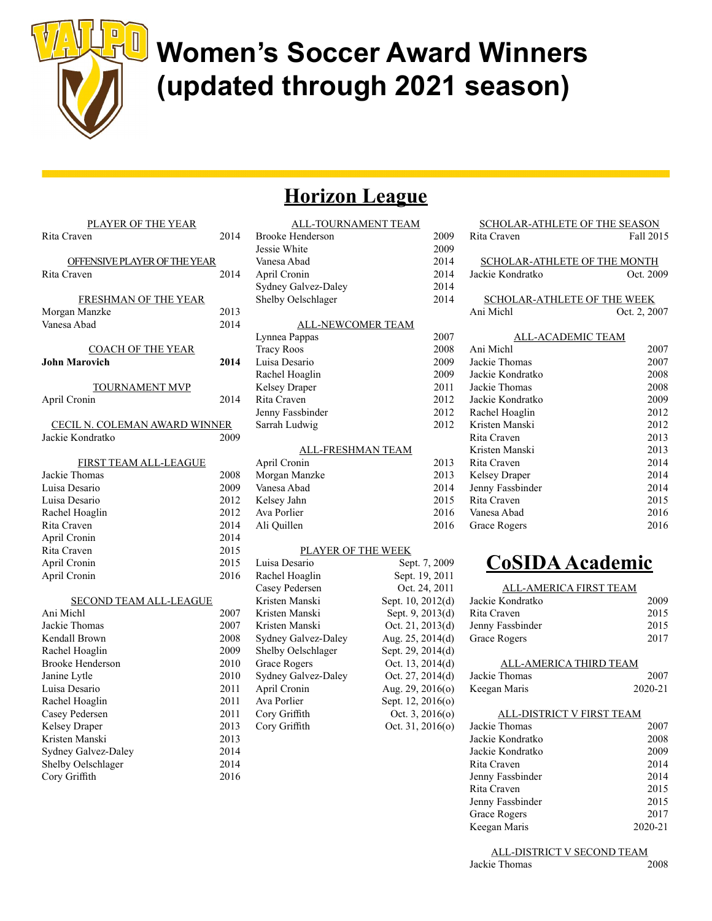# Women's Soccer Award Winners (updated through 2021 season)

## Horizon League

### PLAYER OF THE YEAR

| | |
|---|---|
| Rita Craven | 2014 |

### OFFENSIVE PLAYER OF THE YEAR

| | |
|---|---|
| Rita Craven | 2014 |

### FRESHMAN OF THE YEAR

| | |
|---|---|
| Morgan Manzke | 2013 |
| Vanesa Abad | 2014 |

### COACH OF THE YEAR

| | |
|---|---|
| **John Marovich** | **2014** |

### TOURNAMENT MVP

| | |
|---|---|
| April Cronin | 2014 |

### CECIL N. COLEMAN AWARD WINNER

| | |
|---|---|
| Jackie Kondratko | 2009 |

### FIRST TEAM ALL-LEAGUE

| | |
|---|---|
| Jackie Thomas | 2008 |
| Luisa Desario | 2009 |
| Luisa Desario | 2012 |
| Rachel Hoaglin | 2012 |
| Rita Craven | 2014 |
| April Cronin | 2014 |
| Rita Craven | 2015 |
| April Cronin | 2015 |
| April Cronin | 2016 |

### SECOND TEAM ALL-LEAGUE

| | |
|---|---|
| Ani Michl | 2007 |
| Jackie Thomas | 2007 |
| Kendall Brown | 2008 |
| Rachel Hoaglin | 2009 |
| Brooke Henderson | 2010 |
| Janine Lytle | 2010 |
| Luisa Desario | 2011 |
| Rachel Hoaglin | 2011 |
| Casey Pedersen | 2011 |
| Kelsey Draper | 2013 |
| Kristen Manski | 2013 |
| Sydney Galvez-Daley | 2014 |
| Shelby Oelschlager | 2014 |
| Cory Griffith | 2016 |

### ALL-TOURNAMENT TEAM

| | |
|---|---|
| Brooke Henderson | 2009 |
| Jessie White | 2009 |
| Vanesa Abad | 2014 |
| April Cronin | 2014 |
| Sydney Galvez-Daley | 2014 |
| Shelby Oelschlager | 2014 |

### ALL-NEWCOMER TEAM

| | |
|---|---|
| Lynnea Pappas | 2007 |
| Tracy Roos | 2008 |
| Luisa Desario | 2009 |
| Rachel Hoaglin | 2009 |
| Kelsey Draper | 2011 |
| Rita Craven | 2012 |
| Jenny Fassbinder | 2012 |
| Sarrah Ludwig | 2012 |

### ALL-FRESHMAN TEAM

| | |
|---|---|
| April Cronin | 2013 |
| Morgan Manzke | 2013 |
| Vanesa Abad | 2014 |
| Kelsey Jahn | 2015 |
| Ava Porlier | 2016 |
| Ali Quillen | 2016 |

### PLAYER OF THE WEEK

| | |
|---|---|
| Luisa Desario | Sept. 7, 2009 |
| Rachel Hoaglin | Sept. 19, 2011 |
| Casey Pedersen | Oct. 24, 2011 |
| Kristen Manski | Sept. 10, 2012(d) |
| Kristen Manski | Sept. 9, 2013(d) |
| Kristen Manski | Oct. 21, 2013(d) |
| Sydney Galvez-Daley | Aug. 25, 2014(d) |
| Shelby Oelschlager | Sept. 29, 2014(d) |
| Grace Rogers | Oct. 13, 2014(d) |
| Sydney Galvez-Daley | Oct. 27, 2014(d) |
| April Cronin | Aug. 29, 2016(o) |
| Ava Porlier | Sept. 12, 2016(o) |
| Cory Griffith | Oct. 3, 2016(o) |
| Cory Griffith | Oct. 31, 2016(o) |

### SCHOLAR-ATHLETE OF THE SEASON

| | |
|---|---|
| Rita Craven | Fall 2015 |

### SCHOLAR-ATHLETE OF THE MONTH

| | |
|---|---|
| Jackie Kondratko | Oct. 2009 |

### SCHOLAR-ATHLETE OF THE WEEK

| | |
|---|---|
| Ani Michl | Oct. 2, 2007 |

### ALL-ACADEMIC TEAM

| | |
|---|---|
| Ani Michl | 2007 |
| Jackie Thomas | 2007 |
| Jackie Kondratko | 2008 |
| Jackie Thomas | 2008 |
| Jackie Kondratko | 2009 |
| Rachel Hoaglin | 2012 |
| Kristen Manski | 2012 |
| Rita Craven | 2013 |
| Kristen Manski | 2013 |
| Rita Craven | 2014 |
| Kelsey Draper | 2014 |
| Jenny Fassbinder | 2014 |
| Rita Craven | 2015 |
| Vanesa Abad | 2016 |
| Grace Rogers | 2016 |

## CoSIDA Academic

### ALL-AMERICA FIRST TEAM

| | |
|---|---|
| Jackie Kondratko | 2009 |
| Rita Craven | 2015 |
| Jenny Fassbinder | 2015 |
| Grace Rogers | 2017 |

### ALL-AMERICA THIRD TEAM

| | |
|---|---|
| Jackie Thomas | 2007 |
| Keegan Maris | 2020-21 |

### ALL-DISTRICT V FIRST TEAM

| | |
|---|---|
| Jackie Thomas | 2007 |
| Jackie Kondratko | 2008 |
| Jackie Kondratko | 2009 |
| Rita Craven | 2014 |
| Jenny Fassbinder | 2014 |
| Rita Craven | 2015 |
| Jenny Fassbinder | 2015 |
| Grace Rogers | 2017 |
| Keegan Maris | 2020-21 |

### ALL-DISTRICT V SECOND TEAM

| | |
|---|---|
| Jackie Thomas | 2008 |